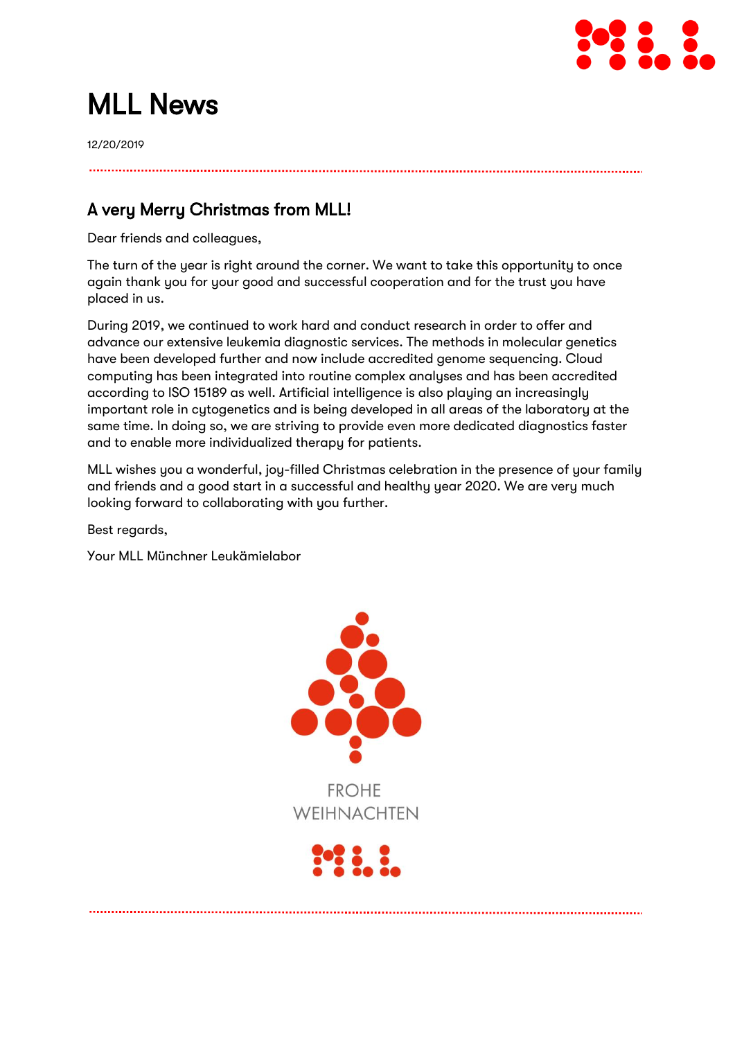# MLL News

12/20/2019

## A very Merry Christmas from MLL!

Dear friends and colleagues,

The turn of the year is right around the corner. We want to take this opportunity to once again thank you for your good and successful cooperation and for the trust you have placed in us.

During 2019, we continued to work hard and conduct research in order to offer and advance our extensive leukemia diagnostic services. The methods in molecular genetics have been developed further and now include accredited genome sequencing. Cloud computing has been integrated into routine complex analyses and has been accredited according to ISO 15189 as well. Artificial intelligence is also playing an increasingly important role in cytogenetics and is being developed in all areas of the laboratory at the same time. In doing so, we are striving to provide even more dedicated diagnostics faster and to enable more individualized therapy for patients.

MLL wishes you a wonderful, joy-filled Christmas celebration in the presence of your family and friends and a good start in a successful and healthy year 2020. We are very much looking forward to collaborating with you further.

Best regards,

Your MLL Münchner Leukämielabor

FROHE WEIHNACHTEN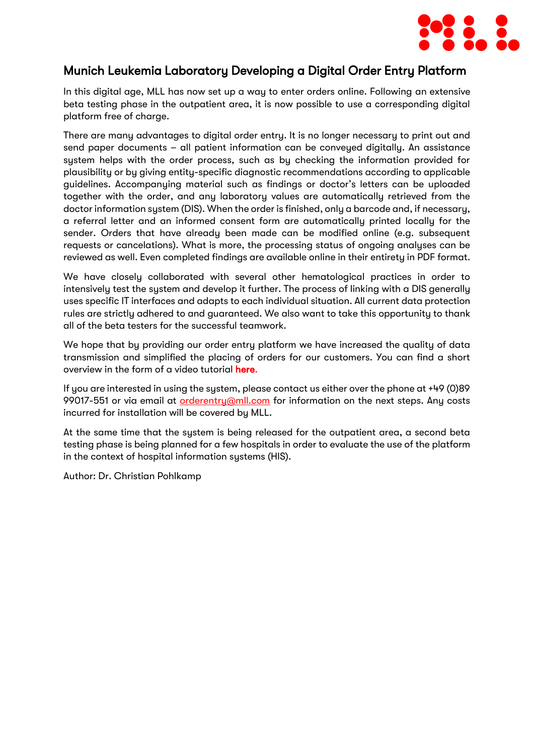## Munich Leukemia Laboratory Developing a Digital Order Entry Platform

In this digital age, MLL has now set up a way to enter orders online. Following an extensive beta testing phase in the outpatient area, it is now possible to use a corresponding digital platform free of charge.

There are many advantages to digital order entry. It is no longer necessary to print out and send paper documents – all patient information can be conveyed digitally. An assistance system helps with the order process, such as by checking the information provided for plausibility or by giving entity-specific diagnostic recommendations according to applicable guidelines. Accompanying material such as findings or doctor's letters can be uploaded together with the order, and any laboratory values are automatically retrieved from the doctor information system (DIS). When the order is finished, only a barcode and, if necessary, a referral letter and an informed consent form are automatically printed locally for the sender. Orders that have already been made can be modified online (e.g. subsequent requests or cancelations). What is more, the processing status of ongoing analyses can be reviewed as well. Even completed findings are available online in their entirety in PDF format.

We have closely collaborated with several other hematological practices in order to intensively test the system and develop it further. The process of linking with a DIS generally uses specific IT interfaces and adapts to each individual situation. All current data protection rules are strictly adhered to and guaranteed. We also want to take this opportunity to thank all of the beta testers for the successful teamwork.

We hope that by providing our order entry platform we have increased the quality of data transmission and simplified the placing of orders for our customers. You can find a short overview in the form of a video tutorial **here**.

If you are interested in using the system, please contact us either over the phone at +49 (0)89 99017-551 or via email at orderentry@mll.com for information on the next steps. Any costs incurred for installation will be covered by MLL.

At the same time that the system is being released for the outpatient area, a second beta testing phase is being planned for a few hospitals in order to evaluate the use of the platform in the context of hospital information systems (HIS).

Author: Dr. Christian Pohlkamp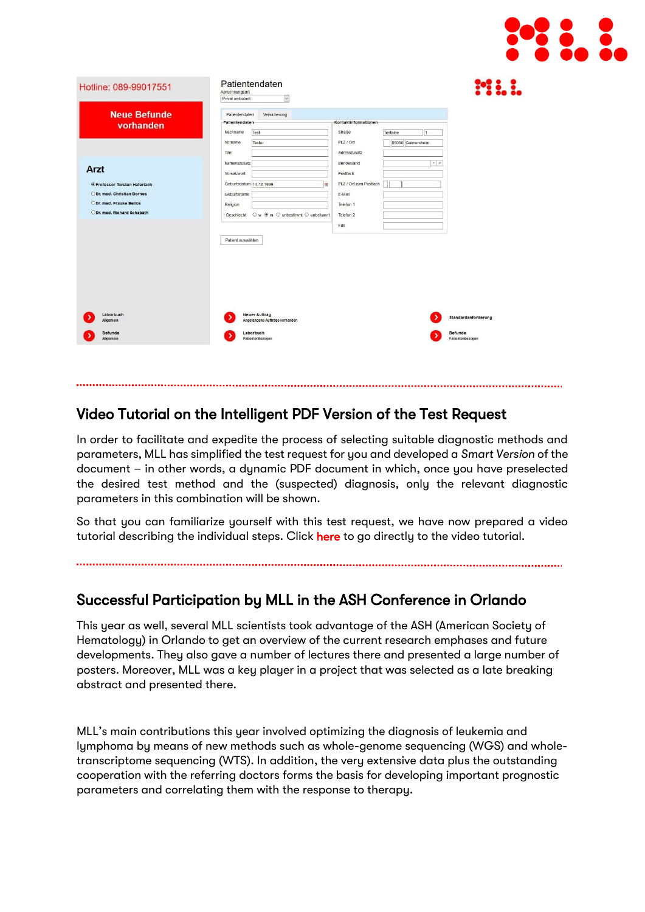## Video Tutorial on the Intelligent PDF Version of the Test Request

In order to facilitate and expedite the process of selecting suitable diagnostic methods and parameters, MLL has simplified the test request for you and developed a *Smart Version* of the document – in other words, a dynamic PDF document in which, once you have preselected the desired test method and the (suspected) diagnosis, only the relevant diagnostic parameters in this combination will be shown.

So that you can familiarize yourself with this test request, we have now prepared a video tutorial describing the individual steps. Click **here** to go directly to the video tutorial.

## Successful Participation by MLL in the ASH Conference in Orlando

This year as well, several MLL scientists took advantage of the ASH (American Society of Hematology) in Orlando to get an overview of the current research emphases and future developments. They also gave a number of lectures there and presented a large number of posters. Moreover, MLL was a key player in a project that was selected as a late breaking abstract and presented there.

MLL's main contributions this year involved optimizing the diagnosis of leukemia and lymphoma by means of new methods such as whole-genome sequencing (WGS) and whole-transcriptome sequencing (WTS). In addition, the very extensive data plus the outstanding cooperation with the referring doctors forms the basis for developing important prognostic parameters and correlating them with the response to therapy.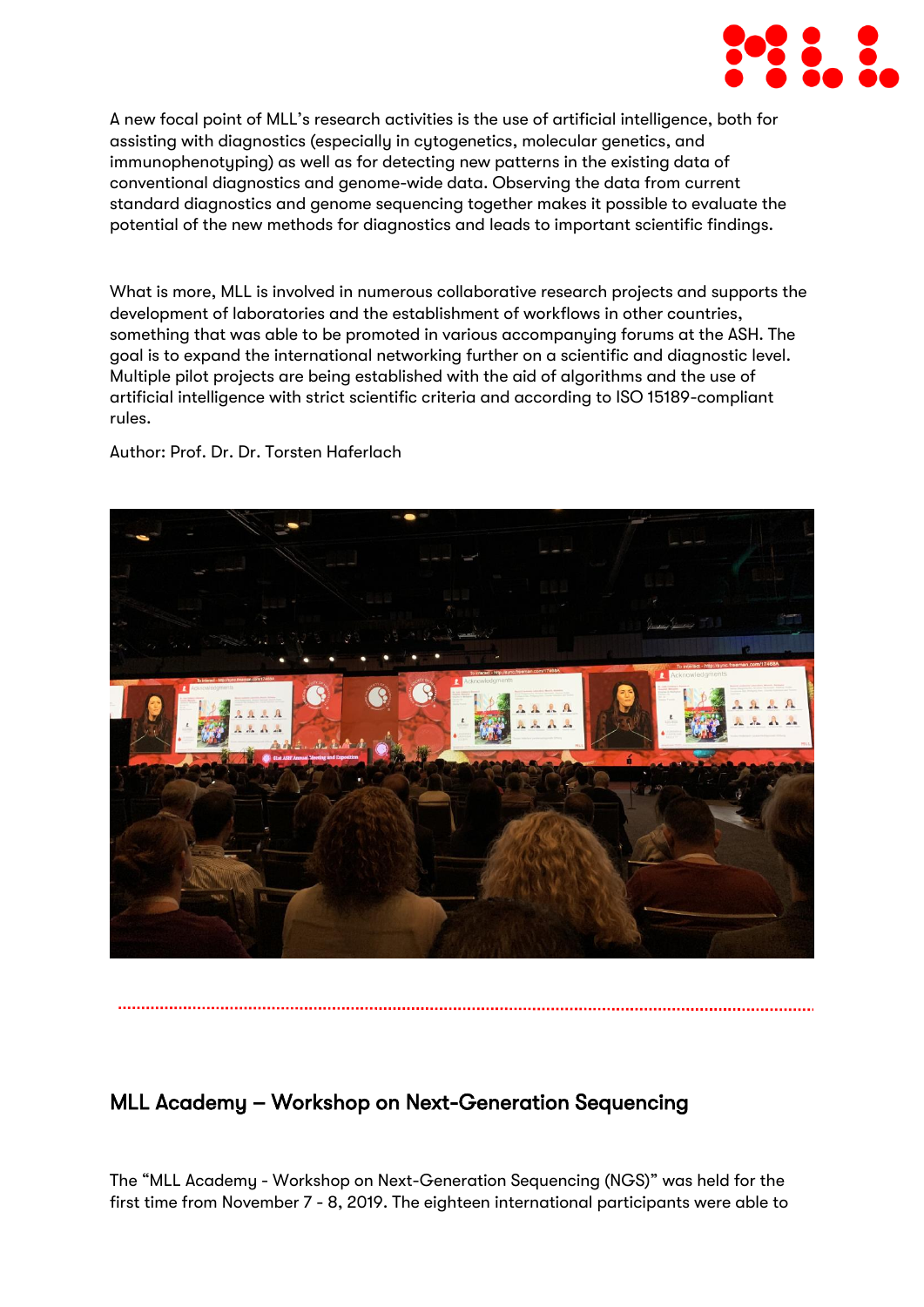A new focal point of MLL's research activities is the use of artificial intelligence, both for assisting with diagnostics (especially in cytogenetics, molecular genetics, and immunophenotyping) as well as for detecting new patterns in the existing data of conventional diagnostics and genome-wide data. Observing the data from current standard diagnostics and genome sequencing together makes it possible to evaluate the potential of the new methods for diagnostics and leads to important scientific findings.

What is more, MLL is involved in numerous collaborative research projects and supports the development of laboratories and the establishment of workflows in other countries, something that was able to be promoted in various accompanying forums at the ASH. The goal is to expand the international networking further on a scientific and diagnostic level. Multiple pilot projects are being established with the aid of algorithms and the use of artificial intelligence with strict scientific criteria and according to ISO 15189-compliant rules.

Author: Prof. Dr. Dr. Torsten Haferlach

## MLL Academy – Workshop on Next-Generation Sequencing

The "MLL Academy - Workshop on Next-Generation Sequencing (NGS)" was held for the first time from November 7 - 8, 2019. The eighteen international participants were able to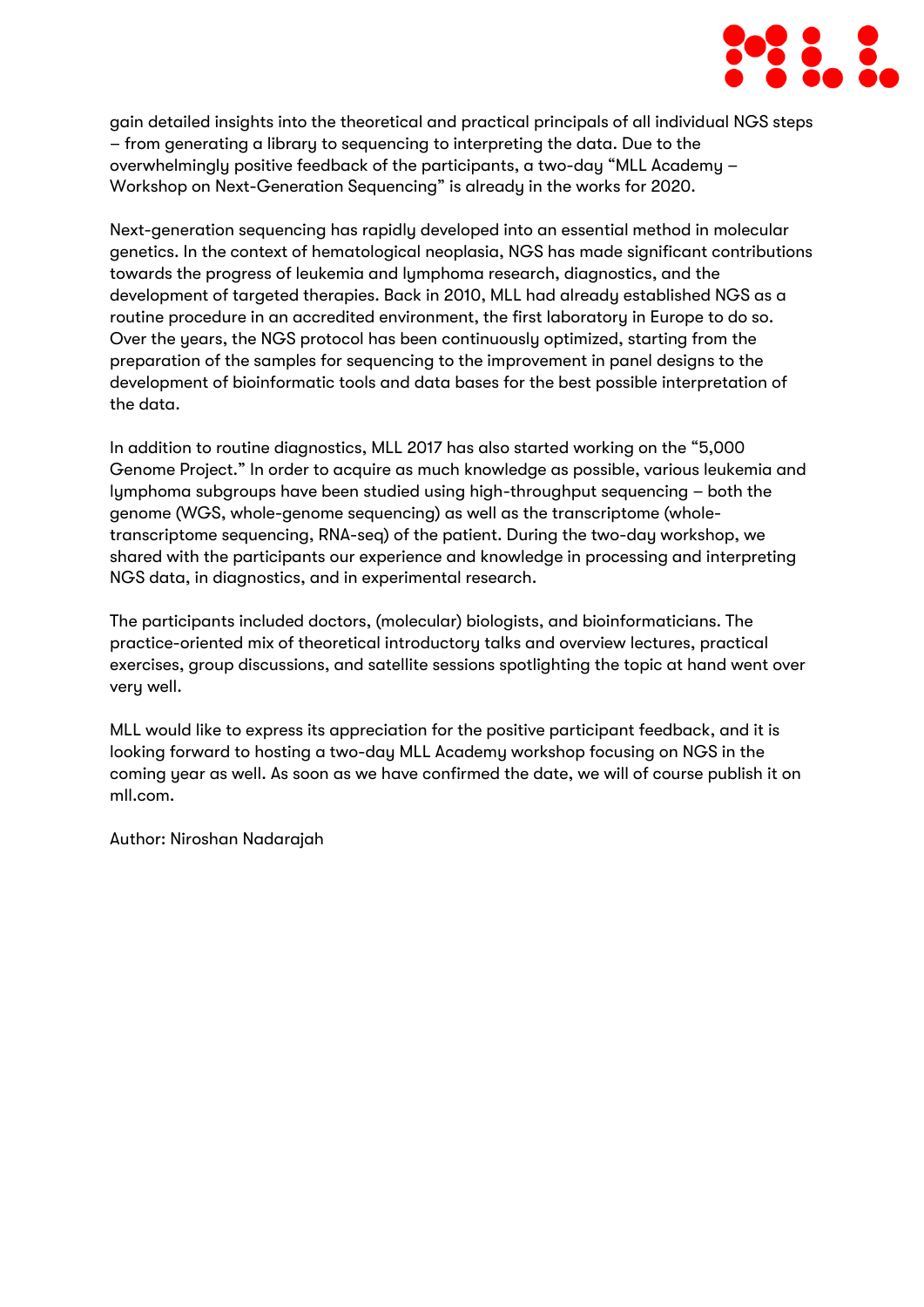gain detailed insights into the theoretical and practical principals of all individual NGS steps – from generating a library to sequencing to interpreting the data. Due to the overwhelmingly positive feedback of the participants, a two-day "MLL Academy – Workshop on Next-Generation Sequencing" is already in the works for 2020.

Next-generation sequencing has rapidly developed into an essential method in molecular genetics. In the context of hematological neoplasia, NGS has made significant contributions towards the progress of leukemia and lymphoma research, diagnostics, and the development of targeted therapies. Back in 2010, MLL had already established NGS as a routine procedure in an accredited environment, the first laboratory in Europe to do so. Over the years, the NGS protocol has been continuously optimized, starting from the preparation of the samples for sequencing to the improvement in panel designs to the development of bioinformatic tools and data bases for the best possible interpretation of the data.

In addition to routine diagnostics, MLL 2017 has also started working on the "5,000 Genome Project." In order to acquire as much knowledge as possible, various leukemia and lymphoma subgroups have been studied using high-throughput sequencing – both the genome (WGS, whole-genome sequencing) as well as the transcriptome (whole-transcriptome sequencing, RNA-seq) of the patient. During the two-day workshop, we shared with the participants our experience and knowledge in processing and interpreting NGS data, in diagnostics, and in experimental research.

The participants included doctors, (molecular) biologists, and bioinformaticians. The practice-oriented mix of theoretical introductory talks and overview lectures, practical exercises, group discussions, and satellite sessions spotlighting the topic at hand went over very well.

MLL would like to express its appreciation for the positive participant feedback, and it is looking forward to hosting a two-day MLL Academy workshop focusing on NGS in the coming year as well. As soon as we have confirmed the date, we will of course publish it on mll.com.

Author: Niroshan Nadarajah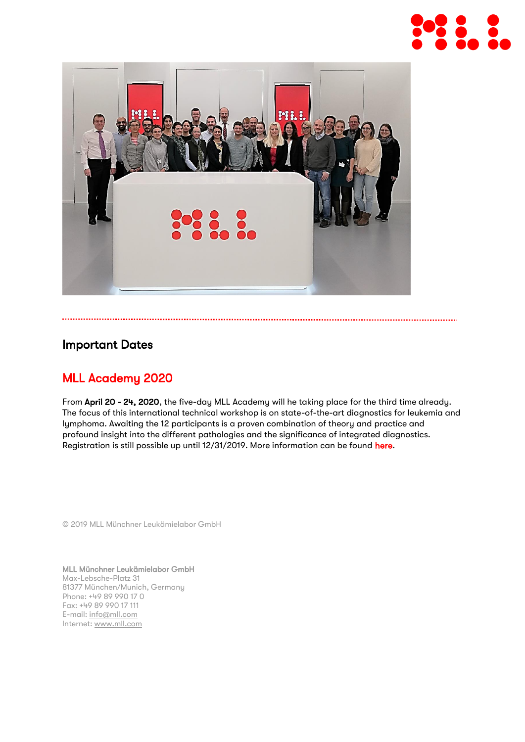## Important Dates

### MLL Academy 2020

From **April 20 - 24, 2020**, the five-day MLL Academy will he taking place for the third time already. The focus of this international technical workshop is on state-of-the-art diagnostics for leukemia and lymphoma. Awaiting the 12 participants is a proven combination of theory and practice and profound insight into the different pathologies and the significance of integrated diagnostics. Registration is still possible up until 12/31/2019. More information can be found here.

© 2019 MLL Münchner Leukämielabor GmbH

**MLL Münchner Leukämielabor GmbH**
Max-Lebsche-Platz 31
81377 München/Munich, Germany
Phone: +49 89 990 17 0
Fax: +49 89 990 17 111
E-mail: info@mll.com
Internet: www.mll.com